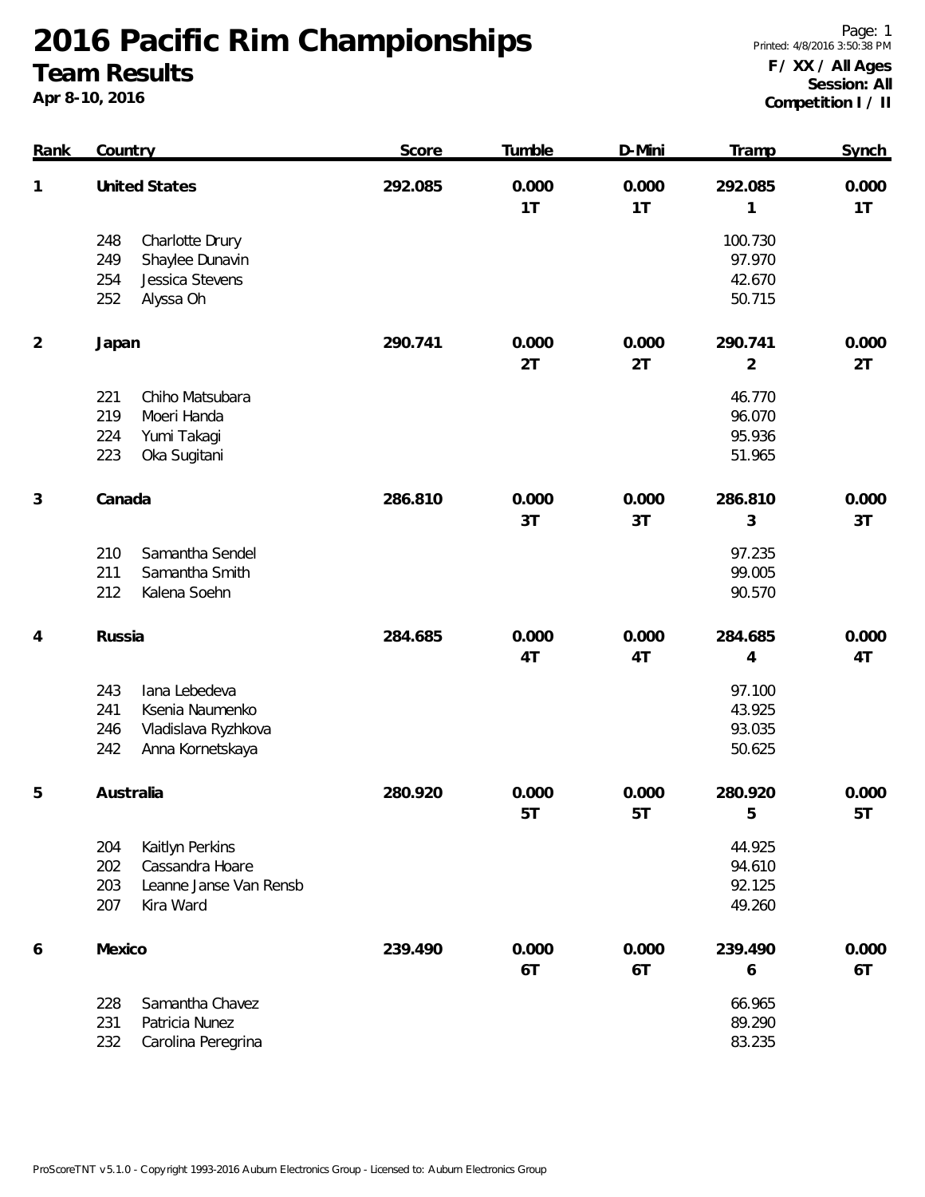# 2016 Pacific Rim Championships

## Team Results

**Apr 8-10, 2016**

Page: 1
Printed: 4/8/2016 3:50:38 PM

**F / XX / All Ages**
**Session: All**
**Competition I / II**

| Rank | Country | Score | Tumble | D-Mini | Tramp | Synch |
|---|---|---|---|---|---|---|
| 1 | **United States** | **292.085** | **0.000** 1T | **0.000** 1T | **292.085** 1 | **0.000** 1T |
| | 248 Charlotte Drury | | | | 100.730 | |
| | 249 Shaylee Dunavin | | | | 97.970 | |
| | 254 Jessica Stevens | | | | 42.670 | |
| | 252 Alyssa Oh | | | | 50.715 | |
| 2 | **Japan** | **290.741** | **0.000** 2T | **0.000** 2T | **290.741** 2 | **0.000** 2T |
| | 221 Chiho Matsubara | | | | 46.770 | |
| | 219 Moeri Handa | | | | 96.070 | |
| | 224 Yumi Takagi | | | | 95.936 | |
| | 223 Oka Sugitani | | | | 51.965 | |
| 3 | **Canada** | **286.810** | **0.000** 3T | **0.000** 3T | **286.810** 3 | **0.000** 3T |
| | 210 Samantha Sendel | | | | 97.235 | |
| | 211 Samantha Smith | | | | 99.005 | |
| | 212 Kalena Soehn | | | | 90.570 | |
| 4 | **Russia** | **284.685** | **0.000** 4T | **0.000** 4T | **284.685** 4 | **0.000** 4T |
| | 243 Iana Lebedeva | | | | 97.100 | |
| | 241 Ksenia Naumenko | | | | 43.925 | |
| | 246 Vladislava Ryzhkova | | | | 93.035 | |
| | 242 Anna Kornetskaya | | | | 50.625 | |
| 5 | **Australia** | **280.920** | **0.000** 5T | **0.000** 5T | **280.920** 5 | **0.000** 5T |
| | 204 Kaitlyn Perkins | | | | 44.925 | |
| | 202 Cassandra Hoare | | | | 94.610 | |
| | 203 Leanne Janse Van Rensb | | | | 92.125 | |
| | 207 Kira Ward | | | | 49.260 | |
| 6 | **Mexico** | **239.490** | **0.000** 6T | **0.000** 6T | **239.490** 6 | **0.000** 6T |
| | 228 Samantha Chavez | | | | 66.965 | |
| | 231 Patricia Nunez | | | | 89.290 | |
| | 232 Carolina Peregrina | | | | 83.235 | |

ProScoreTNT v5.1.0 - Copyright 1993-2016 Auburn Electronics Group - Licensed to: Auburn Electronics Group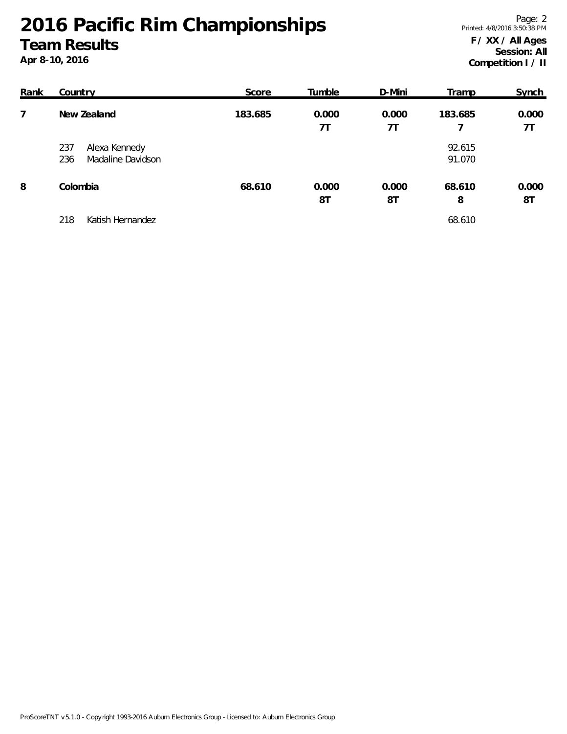# 2016 Pacific Rim Championships

## Team Results

**Apr 8-10, 2016**

**F / XX / All Ages**
**Session: All**
**Competition I / II**

| Rank | Country | Score | Tumble | D-Mini | Tramp | Synch |
|---|---|---|---|---|---|---|
| **7** | **New Zealand** | **183.685** | **0.000** <br> **7T** | **0.000** <br> **7T** | **183.685** <br> **7** | **0.000** <br> **7T** |
| | 237 Alexa Kennedy | | | | 92.615 | |
| | 236 Madaline Davidson | | | | 91.070 | |
| **8** | **Colombia** | **68.610** | **0.000** <br> **8T** | **0.000** <br> **8T** | **68.610** <br> **8** | **0.000** <br> **8T** |
| | 218 Katish Hernandez | | | | 68.610 | |

ProScoreTNT v5.1.0 - Copyright 1993-2016 Auburn Electronics Group - Licensed to: Auburn Electronics Group